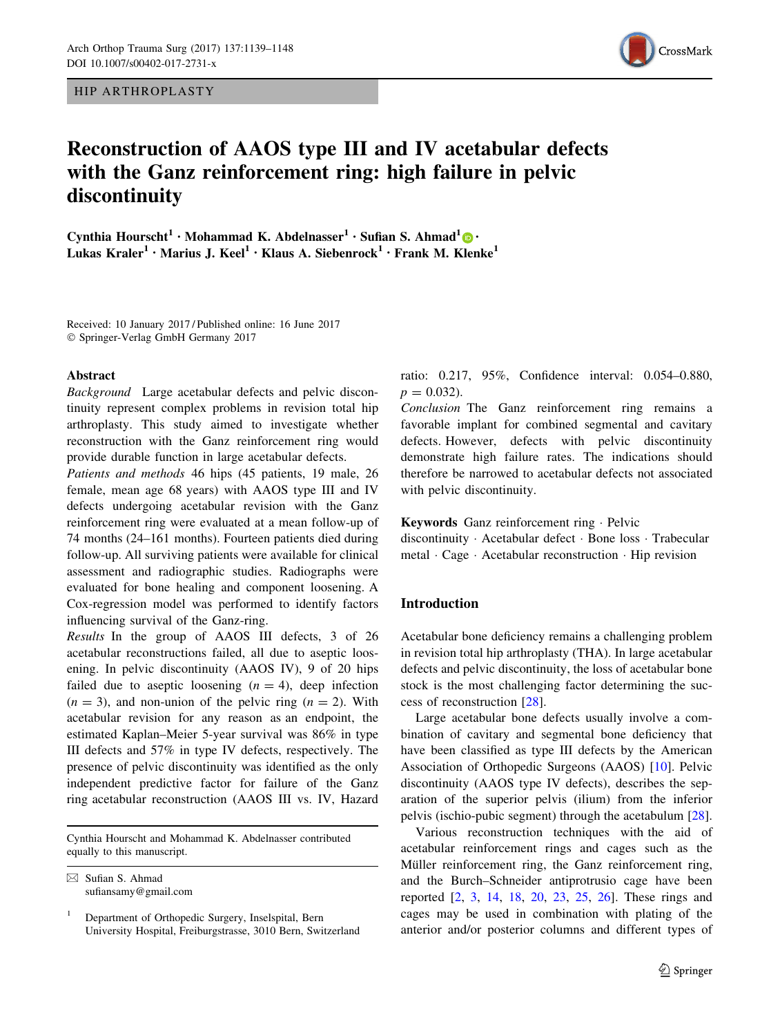HIP ARTHROPLASTY

# Reconstruction of AAOS type III and IV acetabular defects with the Ganz reinforcement ring: high failure in pelvic discontinuity

**Cynthia Hourscht[1] · Mohammad K. Abdelnasser[1] · Sufian S. Ahmad[1] · Lukas Kraler[1] · Marius J. Keel[1] · Klaus A. Siebenrock[1] · Frank M. Klenke[1]**

Received: 10 January 2017 / Published online: 16 June 2017
© Springer-Verlag GmbH Germany 2017

## Abstract

*Background* Large acetabular defects and pelvic discontinuity represent complex problems in revision total hip arthroplasty. This study aimed to investigate whether reconstruction with the Ganz reinforcement ring would provide durable function in large acetabular defects.

*Patients and methods* 46 hips (45 patients, 19 male, 26 female, mean age 68 years) with AAOS type III and IV defects undergoing acetabular revision with the Ganz reinforcement ring were evaluated at a mean follow-up of 74 months (24–161 months). Fourteen patients died during follow-up. All surviving patients were available for clinical assessment and radiographic studies. Radiographs were evaluated for bone healing and component loosening. A Cox-regression model was performed to identify factors influencing survival of the Ganz-ring.

*Results* In the group of AAOS III defects, 3 of 26 acetabular reconstructions failed, all due to aseptic loosening. In pelvic discontinuity (AAOS IV), 9 of 20 hips failed due to aseptic loosening ($n = 4$), deep infection ($n = 3$), and non-union of the pelvic ring ($n = 2$). With acetabular revision for any reason as an endpoint, the estimated Kaplan–Meier 5-year survival was 86% in type III defects and 57% in type IV defects, respectively. The presence of pelvic discontinuity was identified as the only independent predictive factor for failure of the Ganz ring acetabular reconstruction (AAOS III vs. IV, Hazard ratio: 0.217, 95%, Confidence interval: 0.054–0.880, $p = 0.032$).

*Conclusion* The Ganz reinforcement ring remains a favorable implant for combined segmental and cavitary defects. However, defects with pelvic discontinuity demonstrate high failure rates. The indications should therefore be narrowed to acetabular defects not associated with pelvic discontinuity.

**Keywords** Ganz reinforcement ring · Pelvic discontinuity · Acetabular defect · Bone loss · Trabecular metal · Cage · Acetabular reconstruction · Hip revision

Cynthia Hourscht and Mohammad K. Abdelnasser contributed equally to this manuscript.

✉ Sufian S. Ahmad
sufiansamy@gmail.com

[1] Department of Orthopedic Surgery, Inselspital, Bern University Hospital, Freiburgstrasse, 3010 Bern, Switzerland

## Introduction

Acetabular bone deficiency remains a challenging problem in revision total hip arthroplasty (THA). In large acetabular defects and pelvic discontinuity, the loss of acetabular bone stock is the most challenging factor determining the success of reconstruction [28].

Large acetabular bone defects usually involve a combination of cavitary and segmental bone deficiency that have been classified as type III defects by the American Association of Orthopedic Surgeons (AAOS) [10]. Pelvic discontinuity (AAOS type IV defects), describes the separation of the superior pelvis (ilium) from the inferior pelvis (ischio-pubic segment) through the acetabulum [28].

Various reconstruction techniques with the aid of acetabular reinforcement rings and cages such as the Müller reinforcement ring, the Ganz reinforcement ring, and the Burch–Schneider antiprotrusio cage have been reported [2, 3, 14, 18, 20, 23, 25, 26]. These rings and cages may be used in combination with plating of the anterior and/or posterior columns and different types of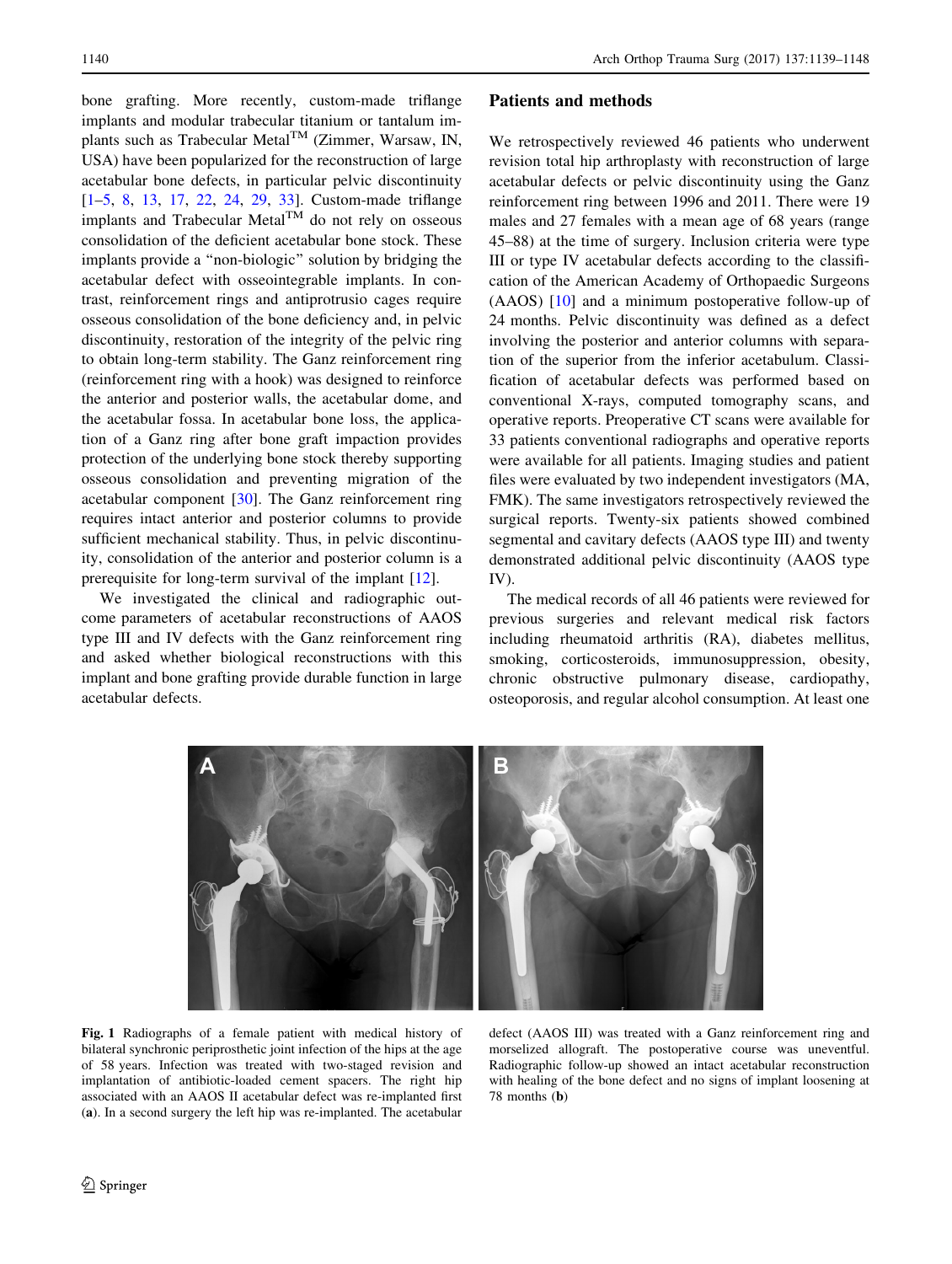bone grafting. More recently, custom-made triflange implants and modular trabecular titanium or tantalum implants such as Trabecular Metal™ (Zimmer, Warsaw, IN, USA) have been popularized for the reconstruction of large acetabular bone defects, in particular pelvic discontinuity [1–5, 8, 13, 17, 22, 24, 29, 33]. Custom-made triflange implants and Trabecular Metal™ do not rely on osseous consolidation of the deficient acetabular bone stock. These implants provide a "non-biologic" solution by bridging the acetabular defect with osseointegrable implants. In contrast, reinforcement rings and antiprotrusio cages require osseous consolidation of the bone deficiency and, in pelvic discontinuity, restoration of the integrity of the pelvic ring to obtain long-term stability. The Ganz reinforcement ring (reinforcement ring with a hook) was designed to reinforce the anterior and posterior walls, the acetabular dome, and the acetabular fossa. In acetabular bone loss, the application of a Ganz ring after bone graft impaction provides protection of the underlying bone stock thereby supporting osseous consolidation and preventing migration of the acetabular component [30]. The Ganz reinforcement ring requires intact anterior and posterior columns to provide sufficient mechanical stability. Thus, in pelvic discontinuity, consolidation of the anterior and posterior column is a prerequisite for long-term survival of the implant [12].

We investigated the clinical and radiographic outcome parameters of acetabular reconstructions of AAOS type III and IV defects with the Ganz reinforcement ring and asked whether biological reconstructions with this implant and bone grafting provide durable function in large acetabular defects.

## Patients and methods

We retrospectively reviewed 46 patients who underwent revision total hip arthroplasty with reconstruction of large acetabular defects or pelvic discontinuity using the Ganz reinforcement ring between 1996 and 2011. There were 19 males and 27 females with a mean age of 68 years (range 45–88) at the time of surgery. Inclusion criteria were type III or type IV acetabular defects according to the classification of the American Academy of Orthopaedic Surgeons (AAOS) [10] and a minimum postoperative follow-up of 24 months. Pelvic discontinuity was defined as a defect involving the posterior and anterior columns with separation of the superior from the inferior acetabulum. Classification of acetabular defects was performed based on conventional X-rays, computed tomography scans, and operative reports. Preoperative CT scans were available for 33 patients conventional radiographs and operative reports were available for all patients. Imaging studies and patient files were evaluated by two independent investigators (MA, FMK). The same investigators retrospectively reviewed the surgical reports. Twenty-six patients showed combined segmental and cavitary defects (AAOS type III) and twenty demonstrated additional pelvic discontinuity (AAOS type IV).

The medical records of all 46 patients were reviewed for previous surgeries and relevant medical risk factors including rheumatoid arthritis (RA), diabetes mellitus, smoking, corticosteroids, immunosuppression, obesity, chronic obstructive pulmonary disease, cardiopathy, osteoporosis, and regular alcohol consumption. At least one

**Fig. 1** Radiographs of a female patient with medical history of bilateral synchronic periprosthetic joint infection of the hips at the age of 58 years. Infection was treated with two-staged revision and implantation of antibiotic-loaded cement spacers. The right hip associated with an AAOS II acetabular defect was re-implanted first (**a**). In a second surgery the left hip was re-implanted. The acetabular defect (AAOS III) was treated with a Ganz reinforcement ring and morselized allograft. The postoperative course was uneventful. Radiographic follow-up showed an intact acetabular reconstruction with healing of the bone defect and no signs of implant loosening at 78 months (**b**)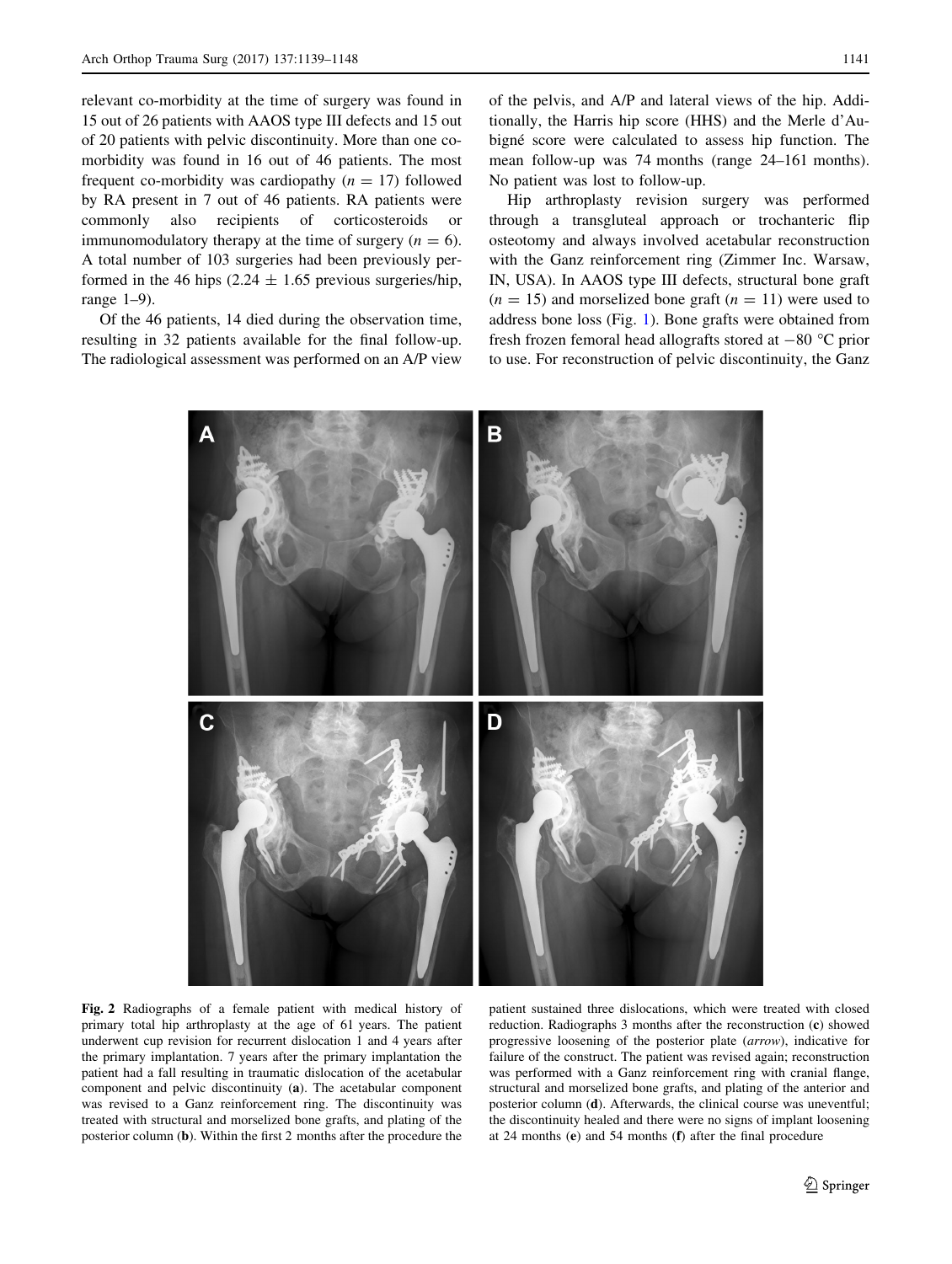relevant co-morbidity at the time of surgery was found in 15 out of 26 patients with AAOS type III defects and 15 out of 20 patients with pelvic discontinuity. More than one co-morbidity was found in 16 out of 46 patients. The most frequent co-morbidity was cardiopathy ($n = 17$) followed by RA present in 7 out of 46 patients. RA patients were commonly also recipients of corticosteroids or immunomodulatory therapy at the time of surgery ($n = 6$). A total number of 103 surgeries had been previously performed in the 46 hips ($2.24 \pm 1.65$ previous surgeries/hip, range 1–9).

Of the 46 patients, 14 died during the observation time, resulting in 32 patients available for the final follow-up. The radiological assessment was performed on an A/P view of the pelvis, and A/P and lateral views of the hip. Additionally, the Harris hip score (HHS) and the Merle d'Aubigné score were calculated to assess hip function. The mean follow-up was 74 months (range 24–161 months). No patient was lost to follow-up.

Hip arthroplasty revision surgery was performed through a transgluteal approach or trochanteric flip osteotomy and always involved acetabular reconstruction with the Ganz reinforcement ring (Zimmer Inc. Warsaw, IN, USA). In AAOS type III defects, structural bone graft ($n = 15$) and morselized bone graft ($n = 11$) were used to address bone loss (Fig. 1). Bone grafts were obtained from fresh frozen femoral head allografts stored at −80 °C prior to use. For reconstruction of pelvic discontinuity, the Ganz

**Fig. 2** Radiographs of a female patient with medical history of primary total hip arthroplasty at the age of 61 years. The patient underwent cup revision for recurrent dislocation 1 and 4 years after the primary implantation. 7 years after the primary implantation the patient had a fall resulting in traumatic dislocation of the acetabular component and pelvic discontinuity (**a**). The acetabular component was revised to a Ganz reinforcement ring. The discontinuity was treated with structural and morselized bone grafts, and plating of the posterior column (**b**). Within the first 2 months after the procedure the patient sustained three dislocations, which were treated with closed reduction. Radiographs 3 months after the reconstruction (**c**) showed progressive loosening of the posterior plate (*arrow*), indicative for failure of the construct. The patient was revised again; reconstruction was performed with a Ganz reinforcement ring with cranial flange, structural and morselized bone grafts, and plating of the anterior and posterior column (**d**). Afterwards, the clinical course was uneventful; the discontinuity healed and there were no signs of implant loosening at 24 months (**e**) and 54 months (**f**) after the final procedure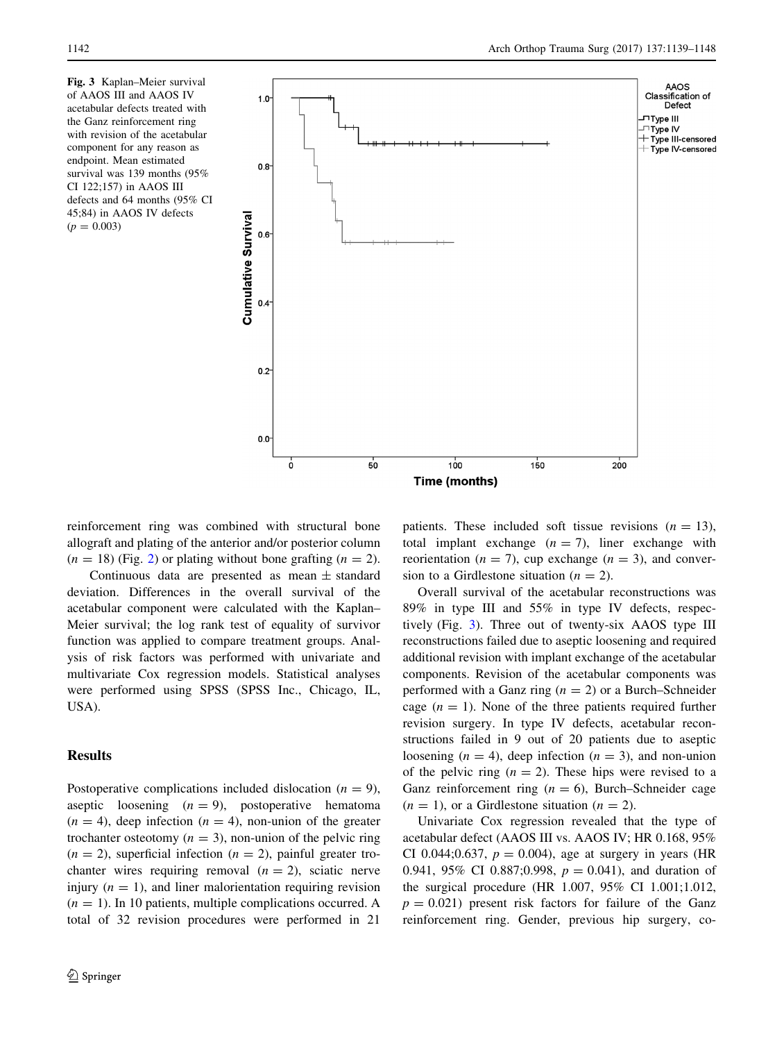**Fig. 3** Kaplan–Meier survival of AAOS III and AAOS IV acetabular defects treated with the Ganz reinforcement ring with revision of the acetabular component for any reason as endpoint. Mean estimated survival was 139 months (95% CI 122;157) in AAOS III defects and 64 months (95% CI 45;84) in AAOS IV defects ($p = 0.003$)

reinforcement ring was combined with structural bone allograft and plating of the anterior and/or posterior column ($n = 18$) (Fig. 2) or plating without bone grafting ($n = 2$).

Continuous data are presented as mean ± standard deviation. Differences in the overall survival of the acetabular component were calculated with the Kaplan–Meier survival; the log rank test of equality of survivor function was applied to compare treatment groups. Analysis of risk factors was performed with univariate and multivariate Cox regression models. Statistical analyses were performed using SPSS (SPSS Inc., Chicago, IL, USA).

## Results

Postoperative complications included dislocation ($n = 9$), aseptic loosening ($n = 9$), postoperative hematoma ($n = 4$), deep infection ($n = 4$), non-union of the greater trochanter osteotomy ($n = 3$), non-union of the pelvic ring ($n = 2$), superficial infection ($n = 2$), painful greater trochanter wires requiring removal ($n = 2$), sciatic nerve injury ($n = 1$), and liner malorientation requiring revision ($n = 1$). In 10 patients, multiple complications occurred. A total of 32 revision procedures were performed in 21 patients. These included soft tissue revisions ($n = 13$), total implant exchange ($n = 7$), liner exchange with reorientation ($n = 7$), cup exchange ($n = 3$), and conversion to a Girdlestone situation ($n = 2$).

Overall survival of the acetabular reconstructions was 89% in type III and 55% in type IV defects, respectively (Fig. 3). Three out of twenty-six AAOS type III reconstructions failed due to aseptic loosening and required additional revision with implant exchange of the acetabular components. Revision of the acetabular components was performed with a Ganz ring ($n = 2$) or a Burch–Schneider cage ($n = 1$). None of the three patients required further revision surgery. In type IV defects, acetabular reconstructions failed in 9 out of 20 patients due to aseptic loosening ($n = 4$), deep infection ($n = 3$), and non-union of the pelvic ring ($n = 2$). These hips were revised to a Ganz reinforcement ring ($n = 6$), Burch–Schneider cage ($n = 1$), or a Girdlestone situation ($n = 2$).

Univariate Cox regression revealed that the type of acetabular defect (AAOS III vs. AAOS IV; HR 0.168, 95% CI 0.044;0.637, $p = 0.004$), age at surgery in years (HR 0.941, 95% CI 0.887;0.998, $p = 0.041$), and duration of the surgical procedure (HR 1.007, 95% CI 1.001;1.012, $p = 0.021$) present risk factors for failure of the Ganz reinforcement ring. Gender, previous hip surgery, co-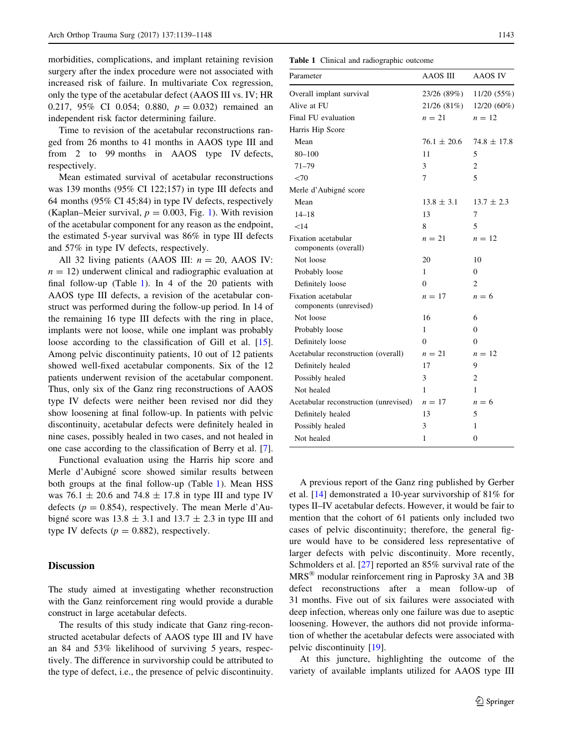morbidities, complications, and implant retaining revision surgery after the index procedure were not associated with increased risk of failure. In multivariate Cox regression, only the type of the acetabular defect (AAOS III vs. IV; HR 0.217, 95% CI 0.054; 0.880, $p = 0.032$) remained an independent risk factor determining failure.

Time to revision of the acetabular reconstructions ranged from 26 months to 41 months in AAOS type III and from 2 to 99 months in AAOS type IV defects, respectively.

Mean estimated survival of acetabular reconstructions was 139 months (95% CI 122;157) in type III defects and 64 months (95% CI 45;84) in type IV defects, respectively (Kaplan–Meier survival, $p = 0.003$, Fig. 1). With revision of the acetabular component for any reason as the endpoint, the estimated 5-year survival was 86% in type III defects and 57% in type IV defects, respectively.

All 32 living patients (AAOS III: $n = 20$, AAOS IV: $n = 12$) underwent clinical and radiographic evaluation at final follow-up (Table 1). In 4 of the 20 patients with AAOS type III defects, a revision of the acetabular construct was performed during the follow-up period. In 14 of the remaining 16 type III defects with the ring in place, implants were not loose, while one implant was probably loose according to the classification of Gill et al. [15]. Among pelvic discontinuity patients, 10 out of 12 patients showed well-fixed acetabular components. Six of the 12 patients underwent revision of the acetabular component. Thus, only six of the Ganz ring reconstructions of AAOS type IV defects were neither been revised nor did they show loosening at final follow-up. In patients with pelvic discontinuity, acetabular defects were definitely healed in nine cases, possibly healed in two cases, and not healed in one case according to the classification of Berry et al. [7].

Functional evaluation using the Harris hip score and Merle d'Aubigné score showed similar results between both groups at the final follow-up (Table 1). Mean HSS was 76.1 ± 20.6 and 74.8 ± 17.8 in type III and type IV defects ($p = 0.854$), respectively. The mean Merle d'Aubigné score was 13.8 ± 3.1 and 13.7 ± 2.3 in type III and type IV defects ($p = 0.882$), respectively.

## Discussion

The study aimed at investigating whether reconstruction with the Ganz reinforcement ring would provide a durable construct in large acetabular defects.

The results of this study indicate that Ganz ring-reconstructed acetabular defects of AAOS type III and IV have an 84 and 53% likelihood of surviving 5 years, respectively. The difference in survivorship could be attributed to the type of defect, i.e., the presence of pelvic discontinuity.

**Table 1** Clinical and radiographic outcome

| Parameter | AAOS III | AAOS IV |
|---|---|---|
| Overall implant survival | 23/26 (89%) | 11/20 (55%) |
| Alive at FU | 21/26 (81%) | 12/20 (60%) |
| Final FU evaluation | $n = 21$ | $n = 12$ |
| Harris Hip Score | | |
| Mean | 76.1 ± 20.6 | 74.8 ± 17.8 |
| 80–100 | 11 | 5 |
| 71–79 | 3 | 2 |
| <70 | 7 | 5 |
| Merle d'Aubigné score | | |
| Mean | 13.8 ± 3.1 | 13.7 ± 2.3 |
| 14–18 | 13 | 7 |
| <14 | 8 | 5 |
| Fixation acetabular components (overall) | $n = 21$ | $n = 12$ |
| Not loose | 20 | 10 |
| Probably loose | 1 | 0 |
| Definitely loose | 0 | 2 |
| Fixation acetabular components (unrevised) | $n = 17$ | $n = 6$ |
| Not loose | 16 | 6 |
| Probably loose | 1 | 0 |
| Definitely loose | 0 | 0 |
| Acetabular reconstruction (overall) | $n = 21$ | $n = 12$ |
| Definitely healed | 17 | 9 |
| Possibly healed | 3 | 2 |
| Not healed | 1 | 1 |
| Acetabular reconstruction (unrevised) | $n = 17$ | $n = 6$ |
| Definitely healed | 13 | 5 |
| Possibly healed | 3 | 1 |
| Not healed | 1 | 0 |

A previous report of the Ganz ring published by Gerber et al. [14] demonstrated a 10-year survivorship of 81% for types II–IV acetabular defects. However, it would be fair to mention that the cohort of 61 patients only included two cases of pelvic discontinuity; therefore, the general figure would have to be considered less representative of larger defects with pelvic discontinuity. More recently, Schmolders et al. [27] reported an 85% survival rate of the MRS® modular reinforcement ring in Paprosky 3A and 3B defect reconstructions after a mean follow-up of 31 months. Five out of six failures were associated with deep infection, whereas only one failure was due to aseptic loosening. However, the authors did not provide information of whether the acetabular defects were associated with pelvic discontinuity [19].

At this juncture, highlighting the outcome of the variety of available implants utilized for AAOS type III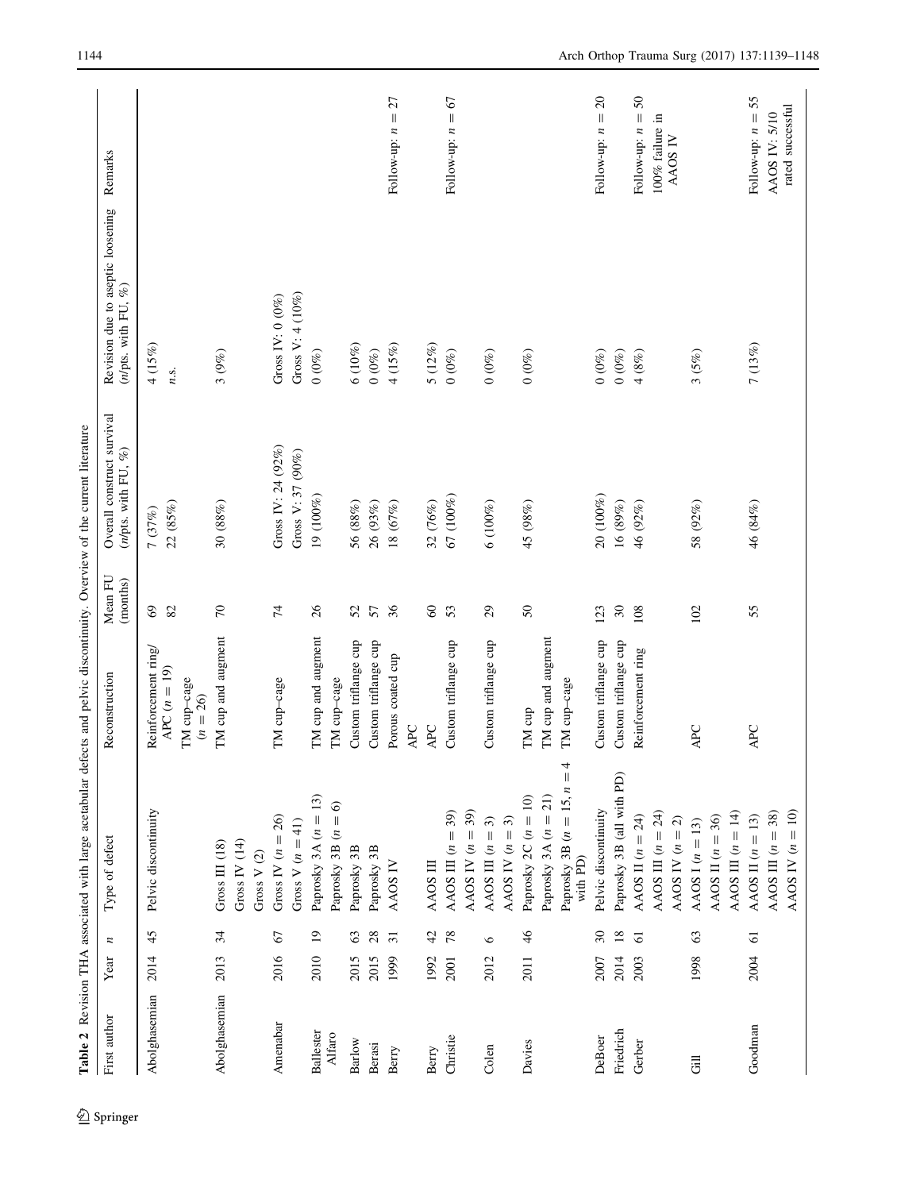**Table 2** Revision THA associated with large acetabular defects and pelvic discontinuity. Overview of the current literature

| First author | Year | n | Type of defect | Reconstruction | Mean FU (months) | Overall construct survival (n/pts. with FU, %) | Revision due to aseptic loosening (n/pts. with FU, %) | Remarks |
|---|---|---|---|---|---|---|---|---|
| Abolghasemian | 2014 | 45 | Pelvic discontinuity | Reinforcement ring/ APC (n = 19) | 69 | 7 (37%) | 4 (15%) | |
| | | | | TM cup–cage (n = 26) | 82 | 22 (85%) | n.s. | |
| Abolghasemian | 2013 | 34 | Gross III (18) | TM cup and augment | 70 | 30 (88%) | 3 (9%) | |
| | | | Gross IV (14) | | | | | |
| | | | Gross V (2) | | | | | |
| Amenabar | 2016 | 67 | Gross IV (n = 26) | TM cup–cage | 74 | Gross IV: 24 (92%) | Gross IV: 0 (0%) | |
| | | | Gross V (n = 41) | | | Gross V: 37 (90%) | Gross V: 4 (10%) | |
| Ballester Alfaro | 2010 | 19 | Paprosky 3A (n = 13) | TM cup and augment | 26 | 19 (100%) | 0 (0%) | |
| | | | Paprosky 3B (n = 6) | TM cup–cage | | | | |
| Barlow | 2015 | 63 | Paprosky 3B | Custom triflange cup | 52 | 56 (88%) | 6 (10%) | |
| Berasi | 2015 | 28 | Paprosky 3B | Custom triflange cup | 57 | 26 (93%) | 0 (0%) | |
| Berry | 1999 | 31 | AAOS IV | Porous coated cup | 36 | 18 (67%) | 4 (15%) | Follow-up: n = 27 |
| | | | | APC | | | | |
| Berry | 1992 | 42 | AAOS III | APC | 60 | 32 (76%) | 5 (12%) | |
| Christie | 2001 | 78 | AAOS III (n = 39) | Custom triflange cup | 53 | 67 (100%) | 0 (0%) | Follow-up: n = 67 |
| | | | AAOS IV (n = 39) | | | | | |
| Colen | 2012 | 6 | AAOS III (n = 3) | Custom triflange cup | 29 | 6 (100%) | 0 (0%) | |
| | | | AAOS IV (n = 3) | | | | | |
| Davies | 2011 | 46 | Paprosky 2C (n = 10) | TM cup | 50 | 45 (98%) | 0 (0%) | |
| | | | Paprosky 3A (n = 21) | TM cup and augment | | | | |
| | | | Paprosky 3B (n = 15, n = 4 with PD) | TM cup–cage | | | | |
| DeBoer | 2007 | 30 | Pelvic discontinuity | Custom triflange cup | 123 | 20 (100%) | 0 (0%) | Follow-up: n = 20 |
| Friedrich | 2014 | 18 | Paprosky 3B (all with PD) | Custom triflange cup | 30 | 16 (89%) | 0 (0%) | |
| Gerber | 2003 | 61 | AAOS II (n = 24) | Reinforcement ring | 108 | 46 (92%) | 4 (8%) | Follow-up: n = 50 |
| | | | AAOS III (n = 24) | | | | | 100% failure in AAOS IV |
| | | | AAOS IV (n = 2) | | | | | |
| Gill | 1998 | 63 | AAOS I (n = 13) | APC | 102 | 58 (92%) | 3 (5%) | |
| | | | AAOS II (n = 36) | | | | | |
| | | | AAOS III (n = 14) | | | | | |
| Goodman | 2004 | 61 | AAOS II (n = 13) | APC | 55 | 46 (84%) | 7 (13%) | Follow-up: n = 55 |
| | | | AAOS III (n = 38) | | | | | AAOS IV: 5/10 rated successful |
| | | | AAOS IV (n = 10) | | | | | |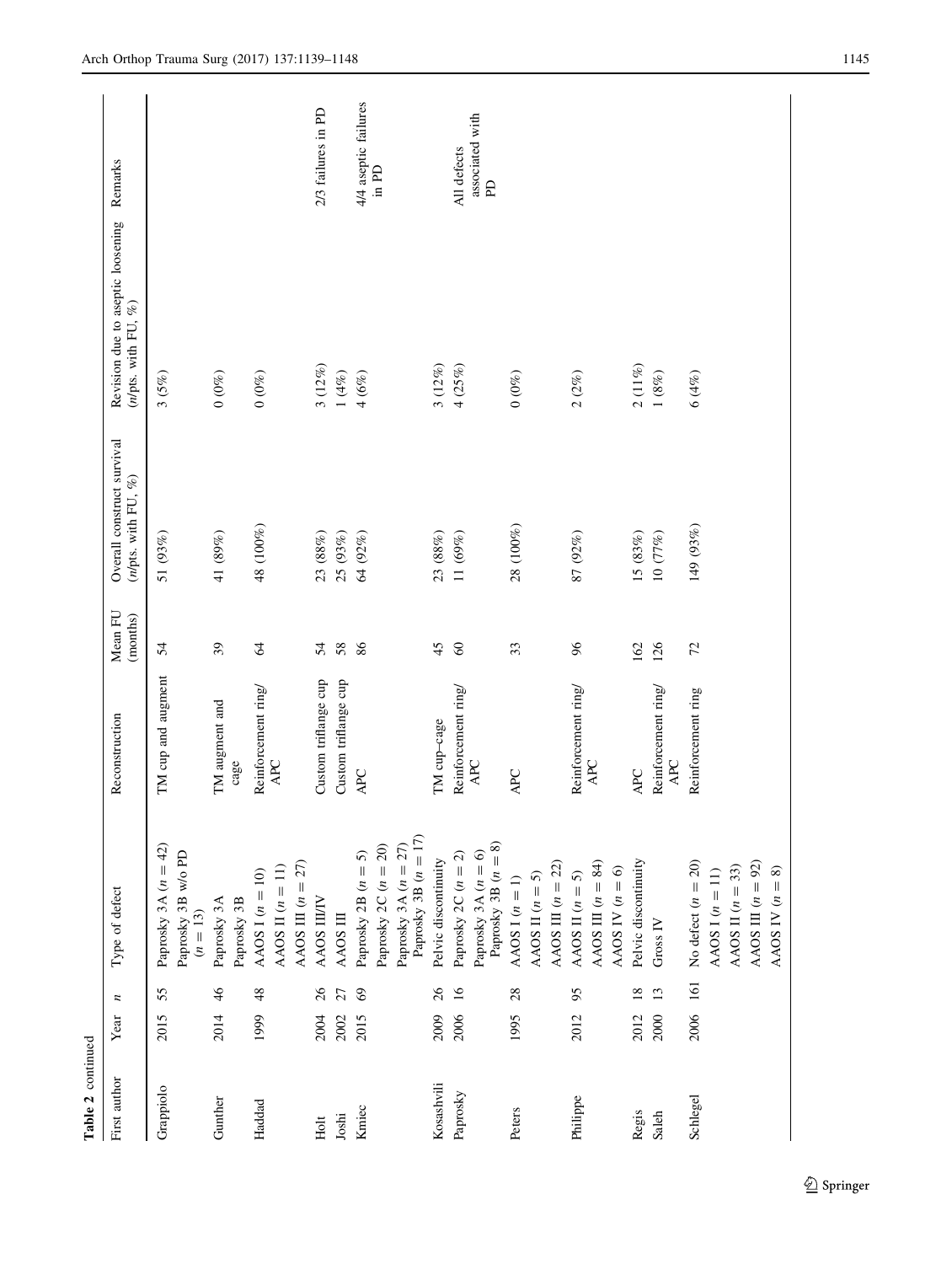**Table 2** continued

| First author | Year | *n* | Type of defect | Reconstruction | Mean FU (months) | Overall construct survival (*n*/pts. with FU, %) | Revision due to aseptic loosening (*n*/pts. with FU, %) | Remarks |
|---|---|---|---|---|---|---|---|---|
| Grappiolo | 2015 | 55 | Paprosky 3A (*n* = 42)<br>Paprosky 3B w/o PD (*n* = 13) | TM cup and augment | 54 | 51 (93%) | 3 (5%) | |
| Gunther | 2014 | 46 | Paprosky 3A<br>Paprosky 3B | TM augment and cage | 39 | 41 (89%) | 0 (0%) | |
| Haddad | 1999 | 48 | AAOS I (*n* = 10)<br>AAOS II (*n* = 11)<br>AAOS III (*n* = 27) | Reinforcement ring/ APC | 64 | 48 (100%) | 0 (0%) | |
| Holt | 2004 | 26 | AAOS III/IV | Custom triflange cup | 54 | 23 (88%) | 3 (12%) | 2/3 failures in PD |
| Joshi | 2002 | 27 | AAOS III | Custom triflange cup | 58 | 25 (93%) | 1 (4%) | |
| Kmiec | 2015 | 69 | Paprosky 2B (*n* = 5)<br>Paprosky 2C (*n* = 20)<br>Paprosky 3A (*n* = 27)<br>Paprosky 3B (*n* = 17) | APC | 86 | 64 (92%) | 4 (6%) | 4/4 aseptic failures in PD |
| Kosashvili | 2009 | 26 | Pelvic discontinuity | TM cup–cage | 45 | 23 (88%) | 3 (12%) | |
| Paprosky | 2006 | 16 | Paprosky 2C (*n* = 2)<br>Paprosky 3A (*n* = 6)<br>Paprosky 3B (*n* = 8) | Reinforcement ring/ APC | 60 | 11 (69%) | 4 (25%) | All defects associated with PD |
| Peters | 1995 | 28 | AAOS I (*n* = 1)<br>AAOS II (*n* = 5)<br>AAOS III (*n* = 22) | APC | 33 | 28 (100%) | 0 (0%) | |
| Philippe | 2012 | 95 | AAOS II (*n* = 5)<br>AAOS III (*n* = 84)<br>AAOS IV (*n* = 6) | Reinforcement ring/ APC | 96 | 87 (92%) | 2 (2%) | |
| Regis | 2012 | 18 | Pelvic discontinuity | APC | 162 | 15 (83%) | 2 (11%) | |
| Saleh | 2000 | 13 | Gross IV | Reinforcement ring/ APC | 126 | 10 (77%) | 1 (8%) | |
| Schlegel | 2006 | 161 | No defect (*n* = 20)<br>AAOS I (*n* = 11)<br>AAOS II (*n* = 33)<br>AAOS III (*n* = 92)<br>AAOS IV (*n* = 8) | Reinforcement ring | 72 | 149 (93%) | 6 (4%) | |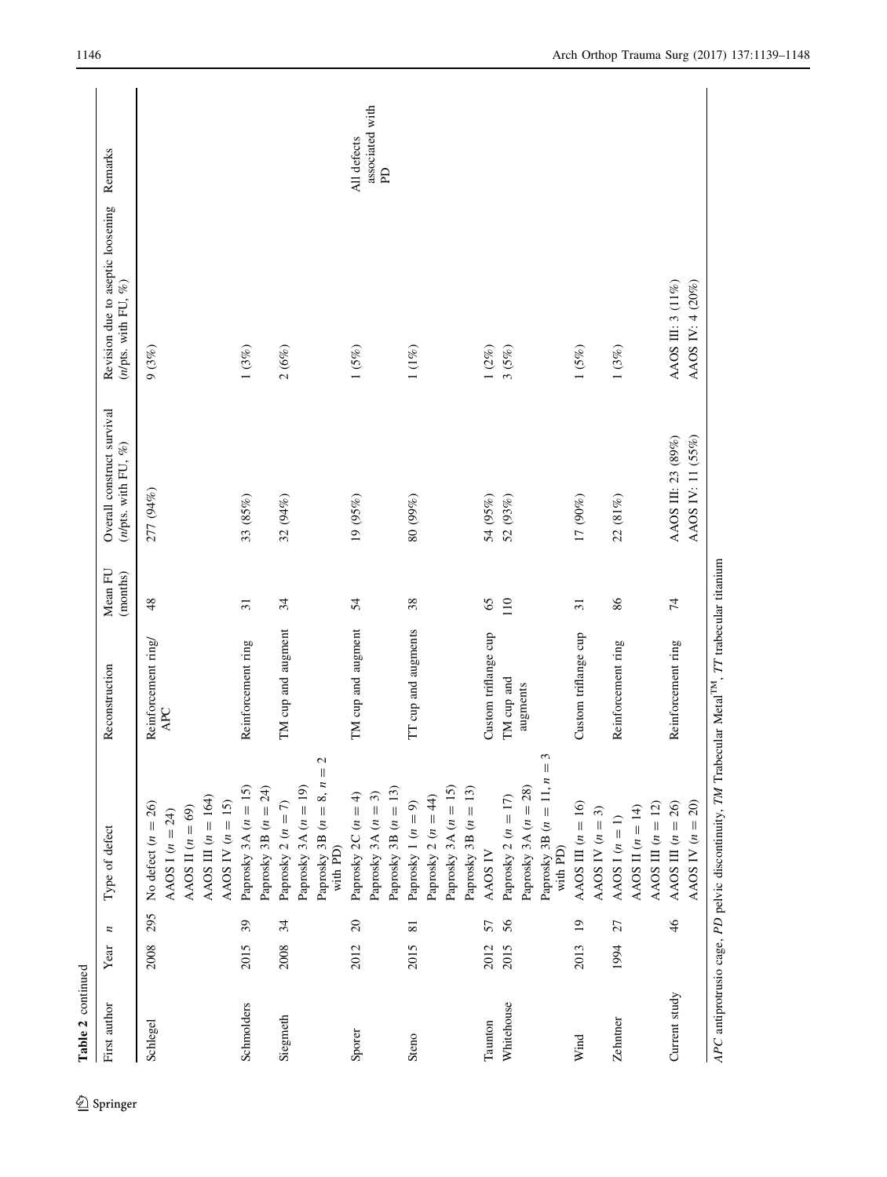**Table 2** continued

| First author | Year | n | Type of defect | Reconstruction | Mean FU (months) | Overall construct survival (n/pts. with FU, %) | Revision due to aseptic loosening (n/pts. with FU, %) | Remarks |
|---|---|---|---|---|---|---|---|---|
| Schlegel | 2008 | 295 | No defect ($n = 26$) | Reinforcement ring/APC | 48 | 277 (94%) | 9 (3%) | |
| | | | AAOS I ($n = 24$) | | | | | |
| | | | AAOS II ($n = 69$) | | | | | |
| | | | AAOS III ($n = 164$) | | | | | |
| | | | AAOS IV ($n = 15$) | | | | | |
| Schmolders | 2015 | 39 | Paprosky 3A ($n = 15$) | Reinforcement ring | 31 | 33 (85%) | 1 (3%) | |
| | | | Paprosky 3B ($n = 24$) | | | | | |
| Siegmeth | 2008 | 34 | Paprosky 2 ($n = 7$) | TM cup and augment | 34 | 32 (94%) | 2 (6%) | |
| | | | Paprosky 3A ($n = 19$) | | | | | |
| | | | Paprosky 3B ($n = 8$, $n = 2$ with PD) | | | | | |
| Sporer | 2012 | 20 | Paprosky 2C ($n = 4$) | TM cup and augment | 54 | 19 (95%) | 1 (5%) | All defects associated with PD |
| | | | Paprosky 3A ($n = 3$) | | | | | |
| | | | Paprosky 3B ($n = 13$) | | | | | |
| Steno | 2015 | 81 | Paprosky 1 ($n = 9$) | TT cup and augments | 38 | 80 (99%) | 1 (1%) | |
| | | | Paprosky 2 ($n = 44$) | | | | | |
| | | | Paprosky 3A ($n = 15$) | | | | | |
| | | | Paprosky 3B ($n = 13$) | | | | | |
| Taunton | 2012 | 57 | AAOS IV | Custom triflange cup | 65 | 54 (95%) | 1 (2%) | |
| Whitehouse | 2015 | 56 | Paprosky 2 ($n = 17$) | TM cup and augments | 110 | 52 (93%) | 3 (5%) | |
| | | | Paprosky 3A ($n = 28$) | | | | | |
| | | | Paprosky 3B ($n = 11$, $n = 3$ with PD) | | | | | |
| Wind | 2013 | 19 | AAOS III ($n = 16$) | Custom triflange cup | 31 | 17 (90%) | 1 (5%) | |
| | | | AAOS IV ($n = 3$) | | | | | |
| Zehntner | 1994 | 27 | AAOS I ($n = 1$) | Reinforcement ring | 86 | 22 (81%) | 1 (3%) | |
| | | | AAOS II ($n = 14$) | | | | | |
| | | | AAOS III ($n = 12$) | | | | | |
| Current study | | 46 | AAOS III ($n = 26$) | Reinforcement ring | 74 | AAOS III: 23 (89%) | AAOS III: 3 (11%) | |
| | | | AAOS IV ($n = 20$) | | | AAOS IV: 11 (55%) | AAOS IV: 4 (20%) | |

*APC* antiprotrusio cage, *PD* pelvic discontinuity, *TM* Trabecular Metal™, *TT* trabecular titanium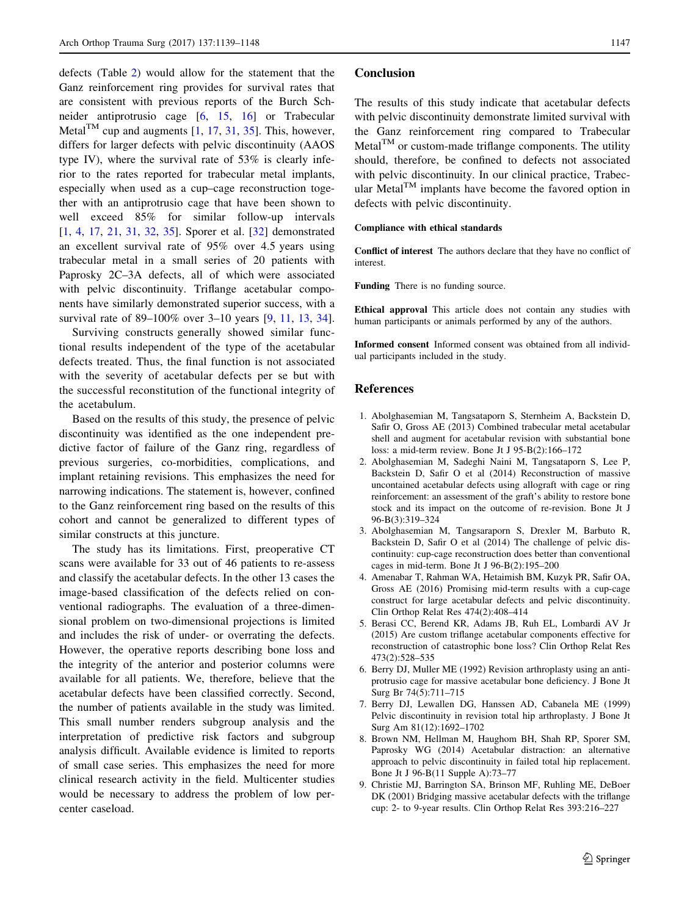defects (Table 2) would allow for the statement that the Ganz reinforcement ring provides for survival rates that are consistent with previous reports of the Burch Schneider antiprotrusio cage [6, 15, 16] or Trabecular Metal™ cup and augments [1, 17, 31, 35]. This, however, differs for larger defects with pelvic discontinuity (AAOS type IV), where the survival rate of 53% is clearly inferior to the rates reported for trabecular metal implants, especially when used as a cup–cage reconstruction together with an antiprotrusio cage that have been shown to well exceed 85% for similar follow-up intervals [1, 4, 17, 21, 31, 32, 35]. Sporer et al. [32] demonstrated an excellent survival rate of 95% over 4.5 years using trabecular metal in a small series of 20 patients with Paprosky 2C–3A defects, all of which were associated with pelvic discontinuity. Triflange acetabular components have similarly demonstrated superior success, with a survival rate of 89–100% over 3–10 years [9, 11, 13, 34].

Surviving constructs generally showed similar functional results independent of the type of the acetabular defects treated. Thus, the final function is not associated with the severity of acetabular defects per se but with the successful reconstitution of the functional integrity of the acetabulum.

Based on the results of this study, the presence of pelvic discontinuity was identified as the one independent predictive factor of failure of the Ganz ring, regardless of previous surgeries, co-morbidities, complications, and implant retaining revisions. This emphasizes the need for narrowing indications. The statement is, however, confined to the Ganz reinforcement ring based on the results of this cohort and cannot be generalized to different types of similar constructs at this juncture.

The study has its limitations. First, preoperative CT scans were available for 33 out of 46 patients to re-assess and classify the acetabular defects. In the other 13 cases the image-based classification of the defects relied on conventional radiographs. The evaluation of a three-dimensional problem on two-dimensional projections is limited and includes the risk of under- or overrating the defects. However, the operative reports describing bone loss and the integrity of the anterior and posterior columns were available for all patients. We, therefore, believe that the acetabular defects have been classified correctly. Second, the number of patients available in the study was limited. This small number renders subgroup analysis and the interpretation of predictive risk factors and subgroup analysis difficult. Available evidence is limited to reports of small case series. This emphasizes the need for more clinical research activity in the field. Multicenter studies would be necessary to address the problem of low percenter caseload.

## Conclusion

The results of this study indicate that acetabular defects with pelvic discontinuity demonstrate limited survival with the Ganz reinforcement ring compared to Trabecular Metal™ or custom-made triflange components. The utility should, therefore, be confined to defects not associated with pelvic discontinuity. In our clinical practice, Trabecular Metal™ implants have become the favored option in defects with pelvic discontinuity.

#### Compliance with ethical standards

**Conflict of interest** The authors declare that they have no conflict of interest.

**Funding** There is no funding source.

**Ethical approval** This article does not contain any studies with human participants or animals performed by any of the authors.

**Informed consent** Informed consent was obtained from all individual participants included in the study.

## References

1. Abolghasemian M, Tangsataporn S, Sternheim A, Backstein D, Safir O, Gross AE (2013) Combined trabecular metal acetabular shell and augment for acetabular revision with substantial bone loss: a mid-term review. Bone Jt J 95-B(2):166–172
2. Abolghasemian M, Sadeghi Naini M, Tangsataporn S, Lee P, Backstein D, Safir O et al (2014) Reconstruction of massive uncontained acetabular defects using allograft with cage or ring reinforcement: an assessment of the graft's ability to restore bone stock and its impact on the outcome of re-revision. Bone Jt J 96-B(3):319–324
3. Abolghasemian M, Tangsaraporn S, Drexler M, Barbuto R, Backstein D, Safir O et al (2014) The challenge of pelvic discontinuity: cup-cage reconstruction does better than conventional cages in mid-term. Bone Jt J 96-B(2):195–200
4. Amenabar T, Rahman WA, Hetaimish BM, Kuzyk PR, Safir OA, Gross AE (2016) Promising mid-term results with a cup-cage construct for large acetabular defects and pelvic discontinuity. Clin Orthop Relat Res 474(2):408–414
5. Berasi CC, Berend KR, Adams JB, Ruh EL, Lombardi AV Jr (2015) Are custom triflange acetabular components effective for reconstruction of catastrophic bone loss? Clin Orthop Relat Res 473(2):528–535
6. Berry DJ, Muller ME (1992) Revision arthroplasty using an anti-protrusio cage for massive acetabular bone deficiency. J Bone Jt Surg Br 74(5):711–715
7. Berry DJ, Lewallen DG, Hanssen AD, Cabanela ME (1999) Pelvic discontinuity in revision total hip arthroplasty. J Bone Jt Surg Am 81(12):1692–1702
8. Brown NM, Hellman M, Haughom BH, Shah RP, Sporer SM, Paprosky WG (2014) Acetabular distraction: an alternative approach to pelvic discontinuity in failed total hip replacement. Bone Jt J 96-B(11 Supple A):73–77
9. Christie MJ, Barrington SA, Brinson MF, Ruhling ME, DeBoer DK (2001) Bridging massive acetabular defects with the triflange cup: 2- to 9-year results. Clin Orthop Relat Res 393:216–227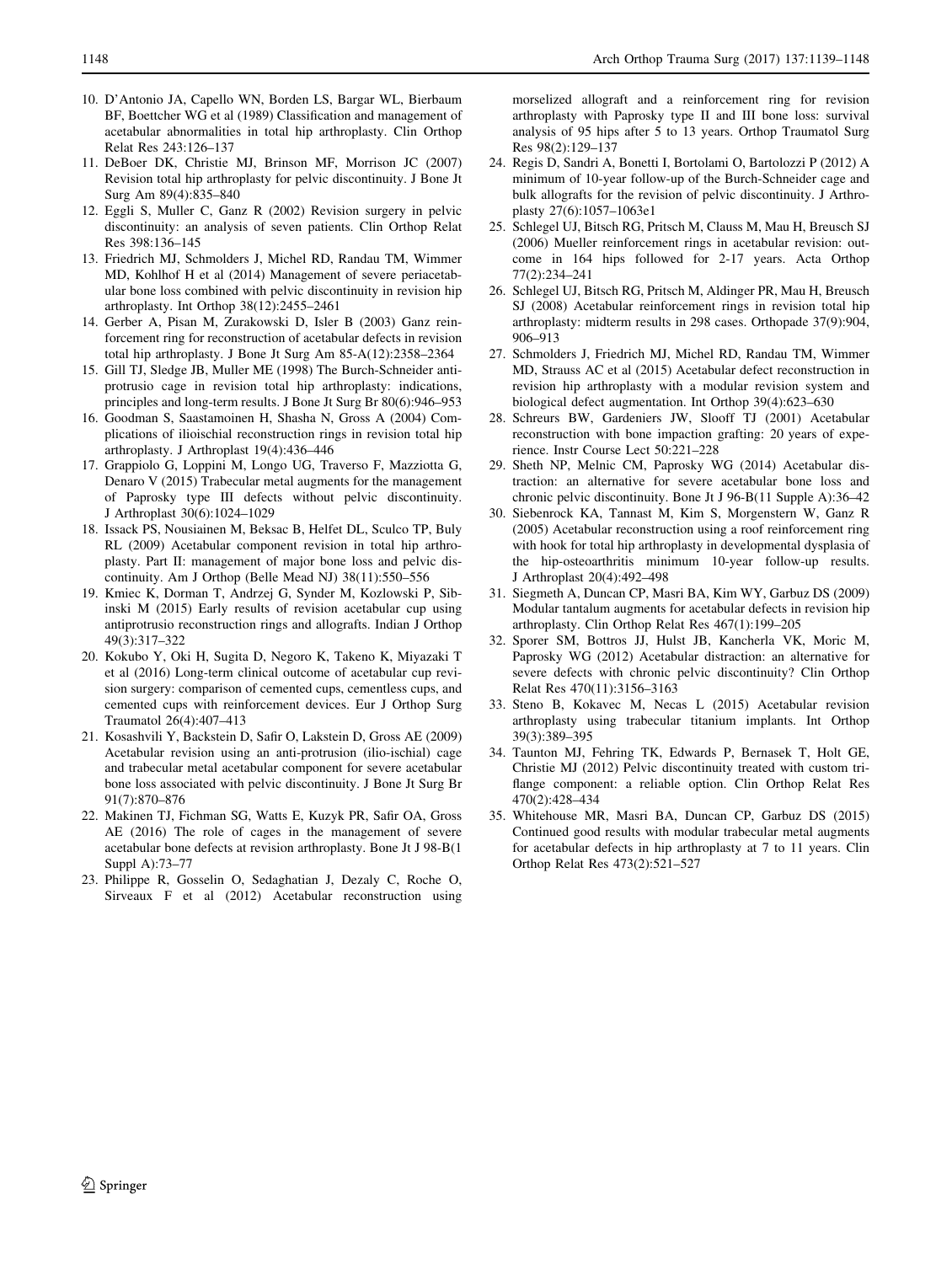10. D'Antonio JA, Capello WN, Borden LS, Bargar WL, Bierbaum BF, Boettcher WG et al (1989) Classification and management of acetabular abnormalities in total hip arthroplasty. Clin Orthop Relat Res 243:126–137
11. DeBoer DK, Christie MJ, Brinson MF, Morrison JC (2007) Revision total hip arthroplasty for pelvic discontinuity. J Bone Jt Surg Am 89(4):835–840
12. Eggli S, Muller C, Ganz R (2002) Revision surgery in pelvic discontinuity: an analysis of seven patients. Clin Orthop Relat Res 398:136–145
13. Friedrich MJ, Schmolders J, Michel RD, Randau TM, Wimmer MD, Kohlhof H et al (2014) Management of severe periacetabular bone loss combined with pelvic discontinuity in revision hip arthroplasty. Int Orthop 38(12):2455–2461
14. Gerber A, Pisan M, Zurakowski D, Isler B (2003) Ganz reinforcement ring for reconstruction of acetabular defects in revision total hip arthroplasty. J Bone Jt Surg Am 85-A(12):2358–2364
15. Gill TJ, Sledge JB, Muller ME (1998) The Burch-Schneider anti-protrusio cage in revision total hip arthroplasty: indications, principles and long-term results. J Bone Jt Surg Br 80(6):946–953
16. Goodman S, Saastamoinen H, Shasha N, Gross A (2004) Complications of ilioischial reconstruction rings in revision total hip arthroplasty. J Arthroplast 19(4):436–446
17. Grappiolo G, Loppini M, Longo UG, Traverso F, Mazziotta G, Denaro V (2015) Trabecular metal augments for the management of Paprosky type III defects without pelvic discontinuity. J Arthroplast 30(6):1024–1029
18. Issack PS, Nousiainen M, Beksac B, Helfet DL, Sculco TP, Buly RL (2009) Acetabular component revision in total hip arthroplasty. Part II: management of major bone loss and pelvic discontinuity. Am J Orthop (Belle Mead NJ) 38(11):550–556
19. Kmiec K, Dorman T, Andrzej G, Synder M, Kozlowski P, Sibinski M (2015) Early results of revision acetabular cup using antiprotrusio reconstruction rings and allografts. Indian J Orthop 49(3):317–322
20. Kokubo Y, Oki H, Sugita D, Negoro K, Takeno K, Miyazaki T et al (2016) Long-term clinical outcome of acetabular cup revision surgery: comparison of cemented cups, cementless cups, and cemented cups with reinforcement devices. Eur J Orthop Surg Traumatol 26(4):407–413
21. Kosashvili Y, Backstein D, Safir O, Lakstein D, Gross AE (2009) Acetabular revision using an anti-protrusion (ilio-ischial) cage and trabecular metal acetabular component for severe acetabular bone loss associated with pelvic discontinuity. J Bone Jt Surg Br 91(7):870–876
22. Makinen TJ, Fichman SG, Watts E, Kuzyk PR, Safir OA, Gross AE (2016) The role of cages in the management of severe acetabular bone defects at revision arthroplasty. Bone Jt J 98-B(1 Suppl A):73–77
23. Philippe R, Gosselin O, Sedaghatian J, Dezaly C, Roche O, Sirveaux F et al (2012) Acetabular reconstruction using morselized allograft and a reinforcement ring for revision arthroplasty with Paprosky type II and III bone loss: survival analysis of 95 hips after 5 to 13 years. Orthop Traumatol Surg Res 98(2):129–137
24. Regis D, Sandri A, Bonetti I, Bortolami O, Bartolozzi P (2012) A minimum of 10-year follow-up of the Burch-Schneider cage and bulk allografts for the revision of pelvic discontinuity. J Arthroplasty 27(6):1057–1063e1
25. Schlegel UJ, Bitsch RG, Pritsch M, Clauss M, Mau H, Breusch SJ (2006) Mueller reinforcement rings in acetabular revision: outcome in 164 hips followed for 2-17 years. Acta Orthop 77(2):234–241
26. Schlegel UJ, Bitsch RG, Pritsch M, Aldinger PR, Mau H, Breusch SJ (2008) Acetabular reinforcement rings in revision total hip arthroplasty: midterm results in 298 cases. Orthopade 37(9):904, 906–913
27. Schmolders J, Friedrich MJ, Michel RD, Randau TM, Wimmer MD, Strauss AC et al (2015) Acetabular defect reconstruction in revision hip arthroplasty with a modular revision system and biological defect augmentation. Int Orthop 39(4):623–630
28. Schreurs BW, Gardeniers JW, Slooff TJ (2001) Acetabular reconstruction with bone impaction grafting: 20 years of experience. Instr Course Lect 50:221–228
29. Sheth NP, Melnic CM, Paprosky WG (2014) Acetabular distraction: an alternative for severe acetabular bone loss and chronic pelvic discontinuity. Bone Jt J 96-B(11 Supple A):36–42
30. Siebenrock KA, Tannast M, Kim S, Morgenstern W, Ganz R (2005) Acetabular reconstruction using a roof reinforcement ring with hook for total hip arthroplasty in developmental dysplasia of the hip-osteoarthritis minimum 10-year follow-up results. J Arthroplast 20(4):492–498
31. Siegmeth A, Duncan CP, Masri BA, Kim WY, Garbuz DS (2009) Modular tantalum augments for acetabular defects in revision hip arthroplasty. Clin Orthop Relat Res 467(1):199–205
32. Sporer SM, Bottros JJ, Hulst JB, Kancherla VK, Moric M, Paprosky WG (2012) Acetabular distraction: an alternative for severe defects with chronic pelvic discontinuity? Clin Orthop Relat Res 470(11):3156–3163
33. Steno B, Kokavec M, Necas L (2015) Acetabular revision arthroplasty using trabecular titanium implants. Int Orthop 39(3):389–395
34. Taunton MJ, Fehring TK, Edwards P, Bernasek T, Holt GE, Christie MJ (2012) Pelvic discontinuity treated with custom triflange component: a reliable option. Clin Orthop Relat Res 470(2):428–434
35. Whitehouse MR, Masri BA, Duncan CP, Garbuz DS (2015) Continued good results with modular trabecular metal augments for acetabular defects in hip arthroplasty at 7 to 11 years. Clin Orthop Relat Res 473(2):521–527